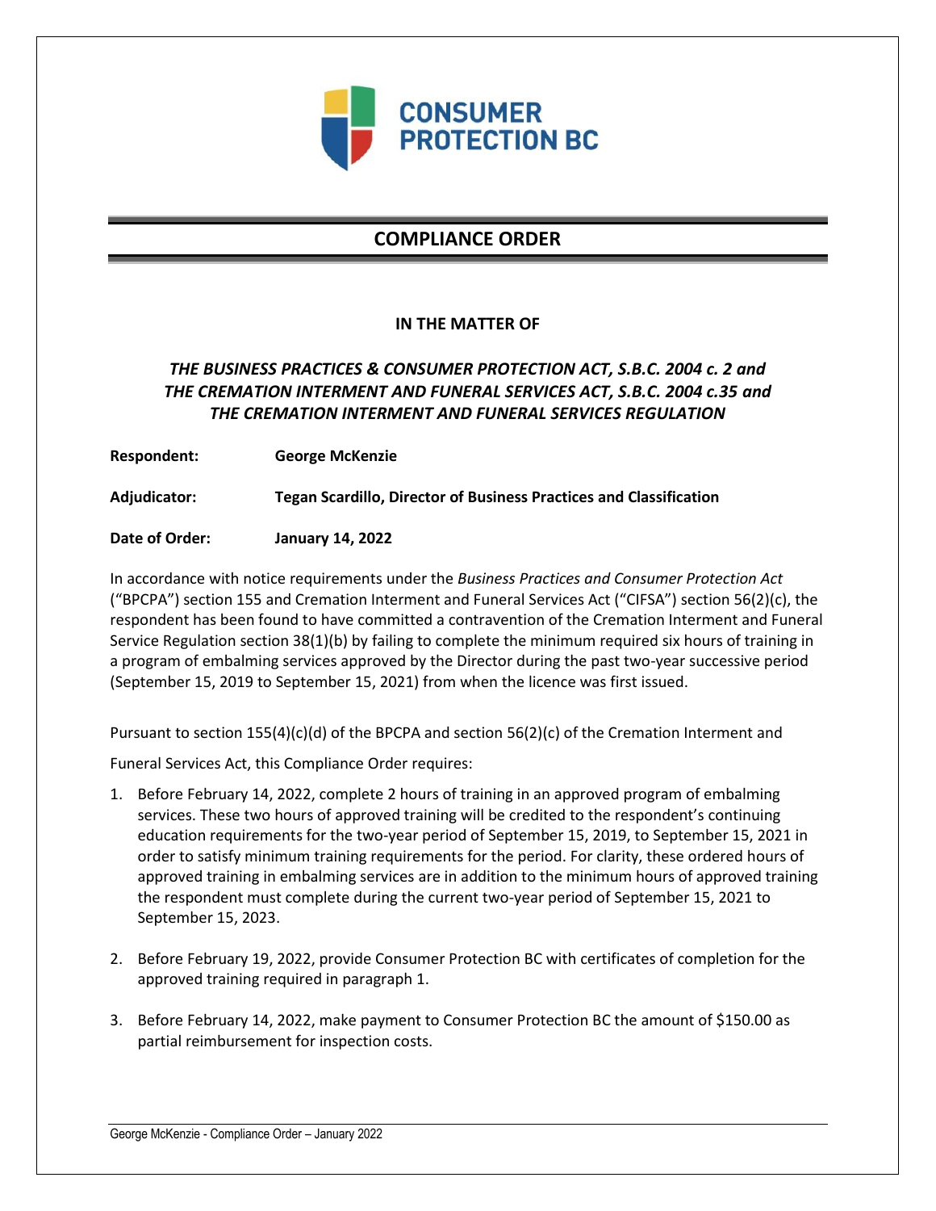# COMPLIANCE ORDER

**IN THE MATTER OF**

***THE BUSINESS PRACTICES & CONSUMER PROTECTION ACT, S.B.C. 2004 c. 2 and THE CREMATION INTERMENT AND FUNERAL SERVICES ACT, S.B.C. 2004 c.35 and THE CREMATION INTERMENT AND FUNERAL SERVICES REGULATION***

**Respondent:** **George McKenzie**

**Adjudicator:** **Tegan Scardillo, Director of Business Practices and Classification**

**Date of Order:** **January 14, 2022**

In accordance with notice requirements under the *Business Practices and Consumer Protection Act* ("BPCPA") section 155 and Cremation Interment and Funeral Services Act ("CIFSA") section 56(2)(c), the respondent has been found to have committed a contravention of the Cremation Interment and Funeral Service Regulation section 38(1)(b) by failing to complete the minimum required six hours of training in a program of embalming services approved by the Director during the past two-year successive period (September 15, 2019 to September 15, 2021) from when the licence was first issued.

Pursuant to section 155(4)(c)(d) of the BPCPA and section 56(2)(c) of the Cremation Interment and Funeral Services Act, this Compliance Order requires:

1. Before February 14, 2022, complete 2 hours of training in an approved program of embalming services. These two hours of approved training will be credited to the respondent's continuing education requirements for the two-year period of September 15, 2019, to September 15, 2021 in order to satisfy minimum training requirements for the period. For clarity, these ordered hours of approved training in embalming services are in addition to the minimum hours of approved training the respondent must complete during the current two-year period of September 15, 2021 to September 15, 2023.

2. Before February 19, 2022, provide Consumer Protection BC with certificates of completion for the approved training required in paragraph 1.

3. Before February 14, 2022, make payment to Consumer Protection BC the amount of $150.00 as partial reimbursement for inspection costs.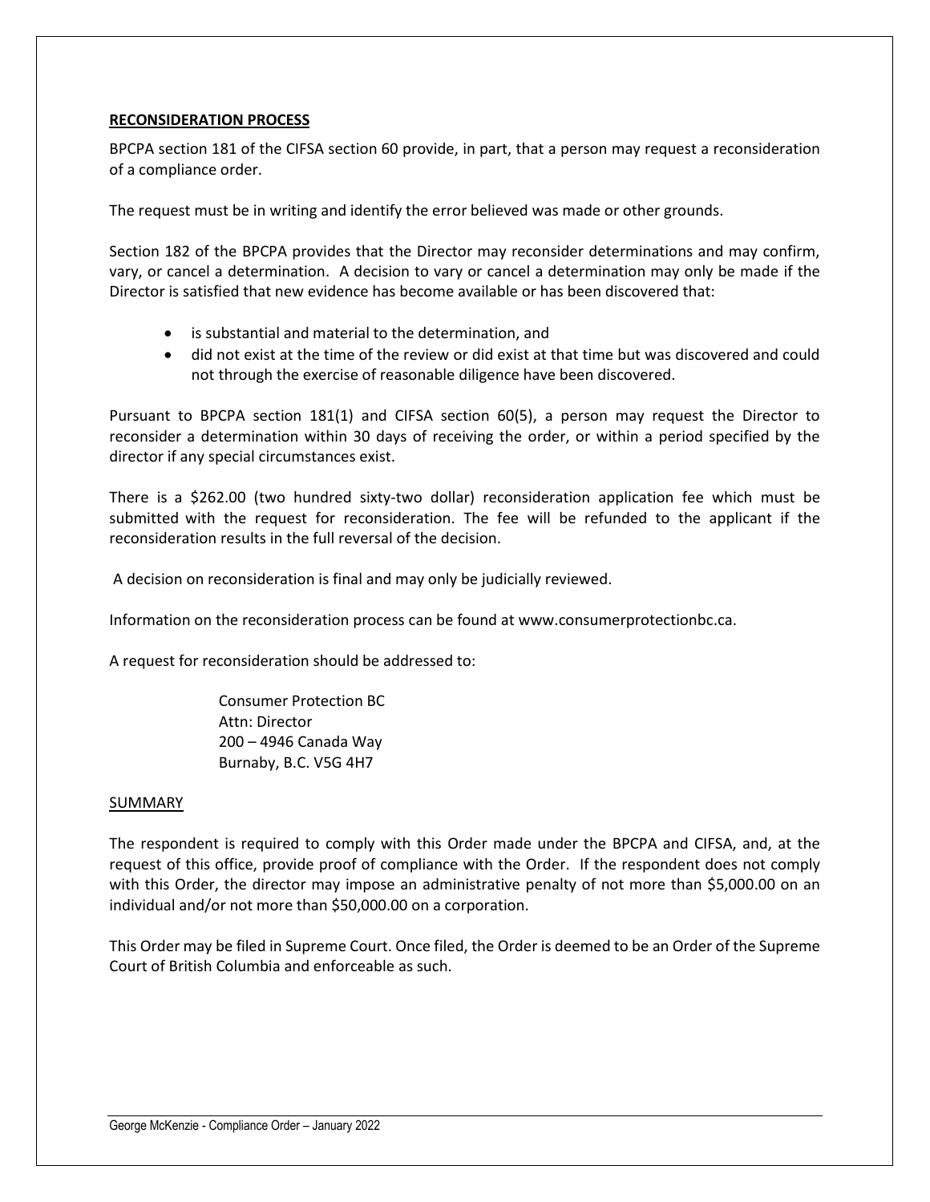## RECONSIDERATION PROCESS

BPCPA section 181 of the CIFSA section 60 provide, in part, that a person may request a reconsideration of a compliance order.

The request must be in writing and identify the error believed was made or other grounds.

Section 182 of the BPCPA provides that the Director may reconsider determinations and may confirm, vary, or cancel a determination. A decision to vary or cancel a determination may only be made if the Director is satisfied that new evidence has become available or has been discovered that:

- is substantial and material to the determination, and
- did not exist at the time of the review or did exist at that time but was discovered and could not through the exercise of reasonable diligence have been discovered.

Pursuant to BPCPA section 181(1) and CIFSA section 60(5), a person may request the Director to reconsider a determination within 30 days of receiving the order, or within a period specified by the director if any special circumstances exist.

There is a $262.00 (two hundred sixty-two dollar) reconsideration application fee which must be submitted with the request for reconsideration. The fee will be refunded to the applicant if the reconsideration results in the full reversal of the decision.

A decision on reconsideration is final and may only be judicially reviewed.

Information on the reconsideration process can be found at www.consumerprotectionbc.ca.

A request for reconsideration should be addressed to:

Consumer Protection BC
Attn: Director
200 – 4946 Canada Way
Burnaby, B.C. V5G 4H7

## SUMMARY

The respondent is required to comply with this Order made under the BPCPA and CIFSA, and, at the request of this office, provide proof of compliance with the Order. If the respondent does not comply with this Order, the director may impose an administrative penalty of not more than $5,000.00 on an individual and/or not more than $50,000.00 on a corporation.

This Order may be filed in Supreme Court. Once filed, the Order is deemed to be an Order of the Supreme Court of British Columbia and enforceable as such.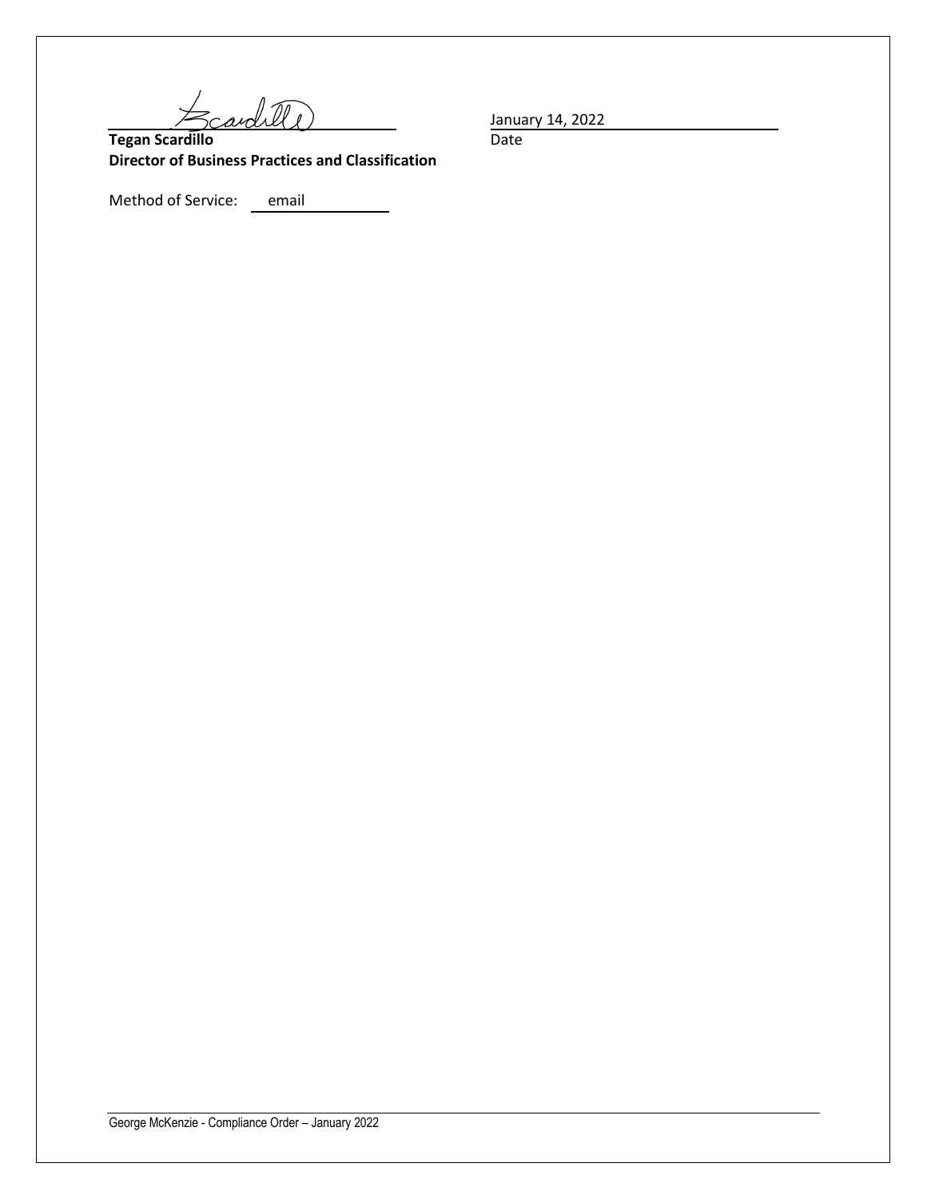**Tegan Scardillo**
**Director of Business Practices and Classification**

January 14, 2022
Date

Method of Service: email